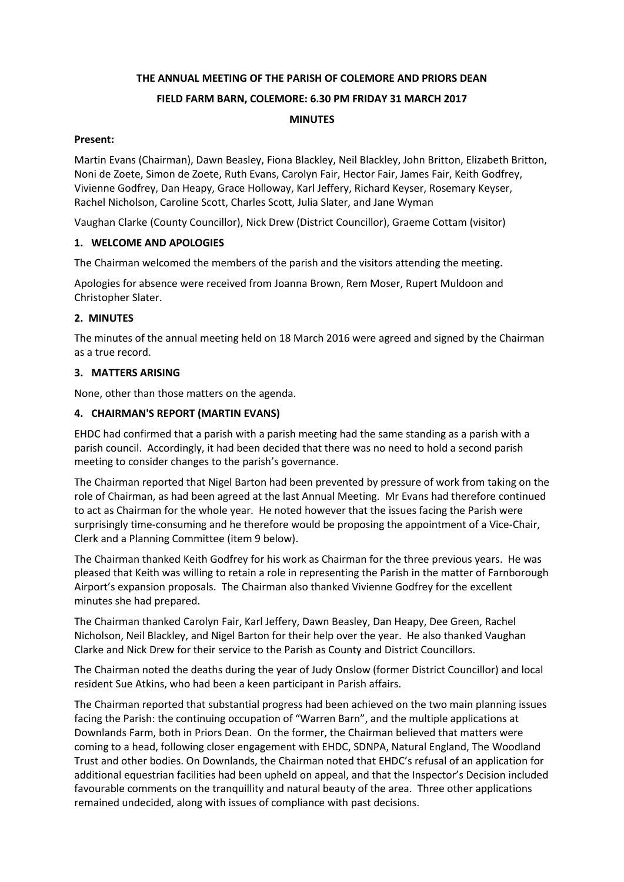# THE ANNUAL MEETING OF THE PARISH OF COLEMORE AND PRIORS DEAN

## FIELD FARM BARN, COLEMORE: 6.30 PM FRIDAY 31 MARCH 2017

## MINUTES

**Present:**

Martin Evans (Chairman), Dawn Beasley, Fiona Blackley, Neil Blackley, John Britton, Elizabeth Britton, Noni de Zoete, Simon de Zoete, Ruth Evans, Carolyn Fair, Hector Fair, James Fair, Keith Godfrey, Vivienne Godfrey, Dan Heapy, Grace Holloway, Karl Jeffery, Richard Keyser, Rosemary Keyser, Rachel Nicholson, Caroline Scott, Charles Scott, Julia Slater, and Jane Wyman

Vaughan Clarke (County Councillor), Nick Drew (District Councillor), Graeme Cottam (visitor)

### 1. WELCOME AND APOLOGIES

The Chairman welcomed the members of the parish and the visitors attending the meeting.

Apologies for absence were received from Joanna Brown, Rem Moser, Rupert Muldoon and Christopher Slater.

### 2. MINUTES

The minutes of the annual meeting held on 18 March 2016 were agreed and signed by the Chairman as a true record.

### 3. MATTERS ARISING

None, other than those matters on the agenda.

### 4. CHAIRMAN'S REPORT (MARTIN EVANS)

EHDC had confirmed that a parish with a parish meeting had the same standing as a parish with a parish council. Accordingly, it had been decided that there was no need to hold a second parish meeting to consider changes to the parish's governance.

The Chairman reported that Nigel Barton had been prevented by pressure of work from taking on the role of Chairman, as had been agreed at the last Annual Meeting. Mr Evans had therefore continued to act as Chairman for the whole year. He noted however that the issues facing the Parish were surprisingly time-consuming and he therefore would be proposing the appointment of a Vice-Chair, Clerk and a Planning Committee (item 9 below).

The Chairman thanked Keith Godfrey for his work as Chairman for the three previous years. He was pleased that Keith was willing to retain a role in representing the Parish in the matter of Farnborough Airport's expansion proposals. The Chairman also thanked Vivienne Godfrey for the excellent minutes she had prepared.

The Chairman thanked Carolyn Fair, Karl Jeffery, Dawn Beasley, Dan Heapy, Dee Green, Rachel Nicholson, Neil Blackley, and Nigel Barton for their help over the year. He also thanked Vaughan Clarke and Nick Drew for their service to the Parish as County and District Councillors.

The Chairman noted the deaths during the year of Judy Onslow (former District Councillor) and local resident Sue Atkins, who had been a keen participant in Parish affairs.

The Chairman reported that substantial progress had been achieved on the two main planning issues facing the Parish: the continuing occupation of "Warren Barn", and the multiple applications at Downlands Farm, both in Priors Dean. On the former, the Chairman believed that matters were coming to a head, following closer engagement with EHDC, SDNPA, Natural England, The Woodland Trust and other bodies. On Downlands, the Chairman noted that EHDC's refusal of an application for additional equestrian facilities had been upheld on appeal, and that the Inspector's Decision included favourable comments on the tranquillity and natural beauty of the area. Three other applications remained undecided, along with issues of compliance with past decisions.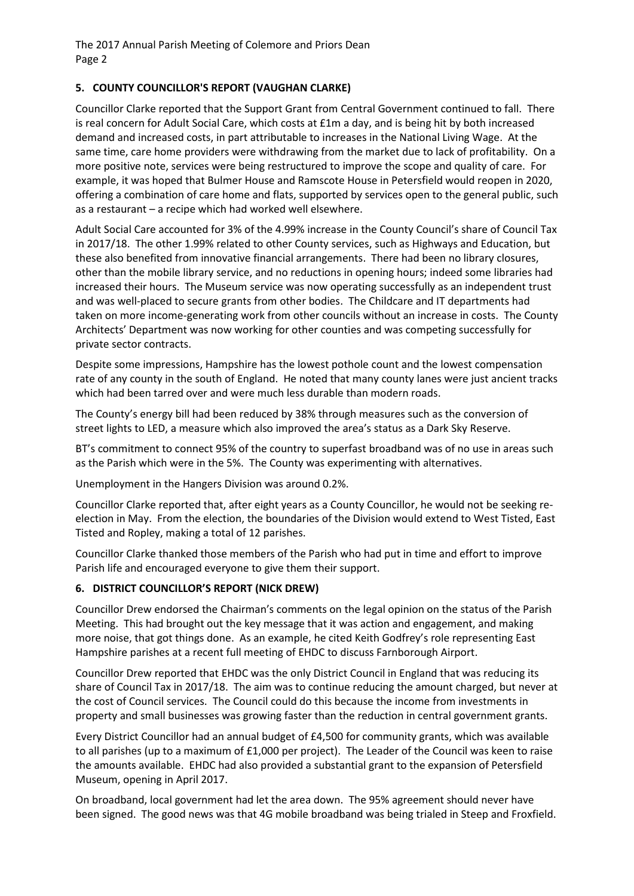## 5. COUNTY COUNCILLOR'S REPORT (VAUGHAN CLARKE)

Councillor Clarke reported that the Support Grant from Central Government continued to fall. There is real concern for Adult Social Care, which costs at £1m a day, and is being hit by both increased demand and increased costs, in part attributable to increases in the National Living Wage. At the same time, care home providers were withdrawing from the market due to lack of profitability. On a more positive note, services were being restructured to improve the scope and quality of care. For example, it was hoped that Bulmer House and Ramscote House in Petersfield would reopen in 2020, offering a combination of care home and flats, supported by services open to the general public, such as a restaurant – a recipe which had worked well elsewhere.

Adult Social Care accounted for 3% of the 4.99% increase in the County Council's share of Council Tax in 2017/18. The other 1.99% related to other County services, such as Highways and Education, but these also benefited from innovative financial arrangements. There had been no library closures, other than the mobile library service, and no reductions in opening hours; indeed some libraries had increased their hours. The Museum service was now operating successfully as an independent trust and was well-placed to secure grants from other bodies. The Childcare and IT departments had taken on more income-generating work from other councils without an increase in costs. The County Architects' Department was now working for other counties and was competing successfully for private sector contracts.

Despite some impressions, Hampshire has the lowest pothole count and the lowest compensation rate of any county in the south of England. He noted that many county lanes were just ancient tracks which had been tarred over and were much less durable than modern roads.

The County's energy bill had been reduced by 38% through measures such as the conversion of street lights to LED, a measure which also improved the area's status as a Dark Sky Reserve.

BT's commitment to connect 95% of the country to superfast broadband was of no use in areas such as the Parish which were in the 5%. The County was experimenting with alternatives.

Unemployment in the Hangers Division was around 0.2%.

Councillor Clarke reported that, after eight years as a County Councillor, he would not be seeking re-election in May. From the election, the boundaries of the Division would extend to West Tisted, East Tisted and Ropley, making a total of 12 parishes.

Councillor Clarke thanked those members of the Parish who had put in time and effort to improve Parish life and encouraged everyone to give them their support.

## 6. DISTRICT COUNCILLOR'S REPORT (NICK DREW)

Councillor Drew endorsed the Chairman's comments on the legal opinion on the status of the Parish Meeting. This had brought out the key message that it was action and engagement, and making more noise, that got things done. As an example, he cited Keith Godfrey's role representing East Hampshire parishes at a recent full meeting of EHDC to discuss Farnborough Airport.

Councillor Drew reported that EHDC was the only District Council in England that was reducing its share of Council Tax in 2017/18. The aim was to continue reducing the amount charged, but never at the cost of Council services. The Council could do this because the income from investments in property and small businesses was growing faster than the reduction in central government grants.

Every District Councillor had an annual budget of £4,500 for community grants, which was available to all parishes (up to a maximum of £1,000 per project). The Leader of the Council was keen to raise the amounts available. EHDC had also provided a substantial grant to the expansion of Petersfield Museum, opening in April 2017.

On broadband, local government had let the area down. The 95% agreement should never have been signed. The good news was that 4G mobile broadband was being trialed in Steep and Froxfield.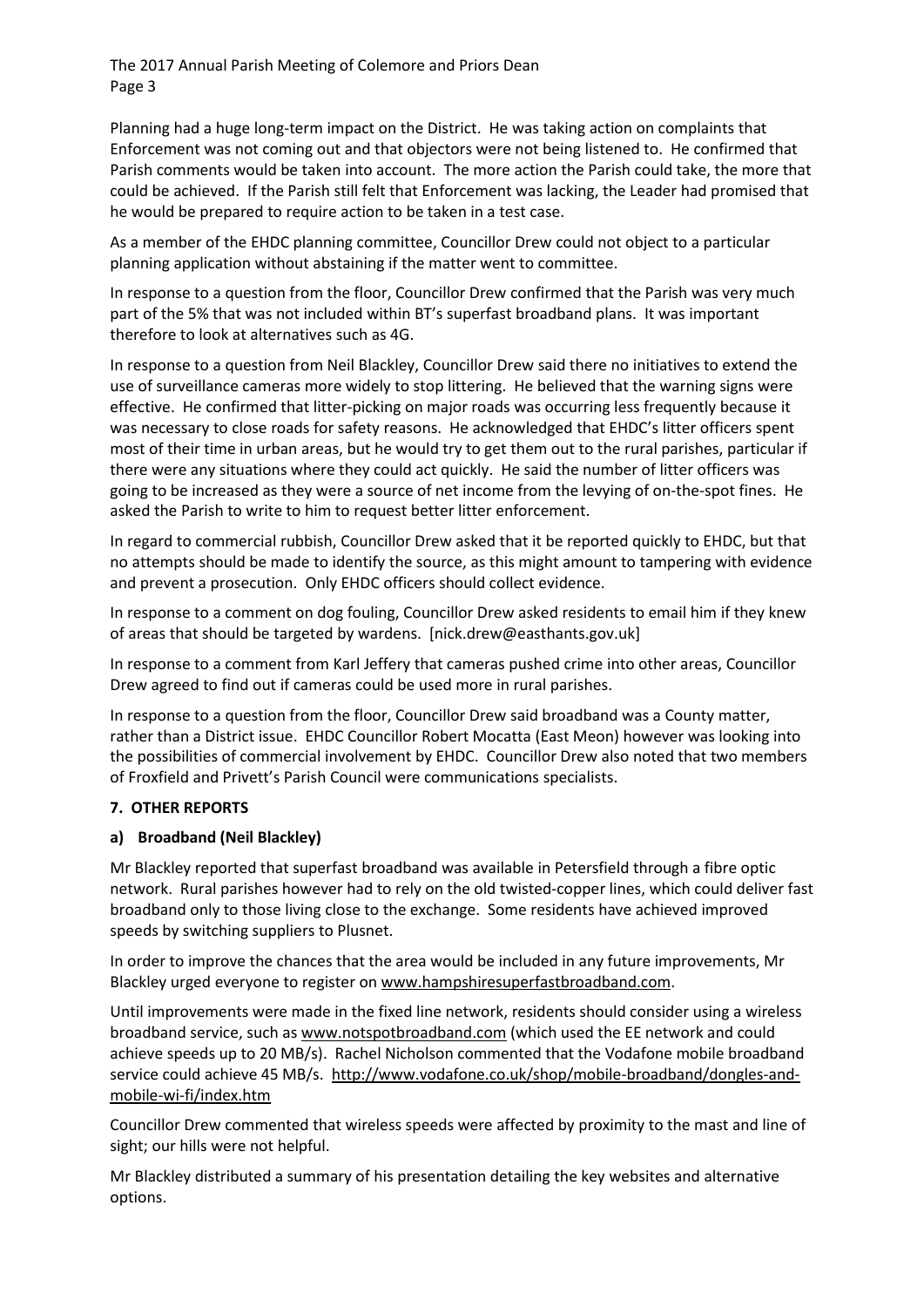Planning had a huge long-term impact on the District. He was taking action on complaints that Enforcement was not coming out and that objectors were not being listened to. He confirmed that Parish comments would be taken into account. The more action the Parish could take, the more that could be achieved. If the Parish still felt that Enforcement was lacking, the Leader had promised that he would be prepared to require action to be taken in a test case.

As a member of the EHDC planning committee, Councillor Drew could not object to a particular planning application without abstaining if the matter went to committee.

In response to a question from the floor, Councillor Drew confirmed that the Parish was very much part of the 5% that was not included within BT's superfast broadband plans. It was important therefore to look at alternatives such as 4G.

In response to a question from Neil Blackley, Councillor Drew said there no initiatives to extend the use of surveillance cameras more widely to stop littering. He believed that the warning signs were effective. He confirmed that litter-picking on major roads was occurring less frequently because it was necessary to close roads for safety reasons. He acknowledged that EHDC's litter officers spent most of their time in urban areas, but he would try to get them out to the rural parishes, particular if there were any situations where they could act quickly. He said the number of litter officers was going to be increased as they were a source of net income from the levying of on-the-spot fines. He asked the Parish to write to him to request better litter enforcement.

In regard to commercial rubbish, Councillor Drew asked that it be reported quickly to EHDC, but that no attempts should be made to identify the source, as this might amount to tampering with evidence and prevent a prosecution. Only EHDC officers should collect evidence.

In response to a comment on dog fouling, Councillor Drew asked residents to email him if they knew of areas that should be targeted by wardens. [nick.drew@easthants.gov.uk]

In response to a comment from Karl Jeffery that cameras pushed crime into other areas, Councillor Drew agreed to find out if cameras could be used more in rural parishes.

In response to a question from the floor, Councillor Drew said broadband was a County matter, rather than a District issue. EHDC Councillor Robert Mocatta (East Meon) however was looking into the possibilities of commercial involvement by EHDC. Councillor Drew also noted that two members of Froxfield and Privett's Parish Council were communications specialists.

## 7. OTHER REPORTS

### a) Broadband (Neil Blackley)

Mr Blackley reported that superfast broadband was available in Petersfield through a fibre optic network. Rural parishes however had to rely on the old twisted-copper lines, which could deliver fast broadband only to those living close to the exchange. Some residents have achieved improved speeds by switching suppliers to Plusnet.

In order to improve the chances that the area would be included in any future improvements, Mr Blackley urged everyone to register on www.hampshiresuperfastbroadband.com.

Until improvements were made in the fixed line network, residents should consider using a wireless broadband service, such as www.notspotbroadband.com (which used the EE network and could achieve speeds up to 20 MB/s). Rachel Nicholson commented that the Vodafone mobile broadband service could achieve 45 MB/s. http://www.vodafone.co.uk/shop/mobile-broadband/dongles-and-mobile-wi-fi/index.htm

Councillor Drew commented that wireless speeds were affected by proximity to the mast and line of sight; our hills were not helpful.

Mr Blackley distributed a summary of his presentation detailing the key websites and alternative options.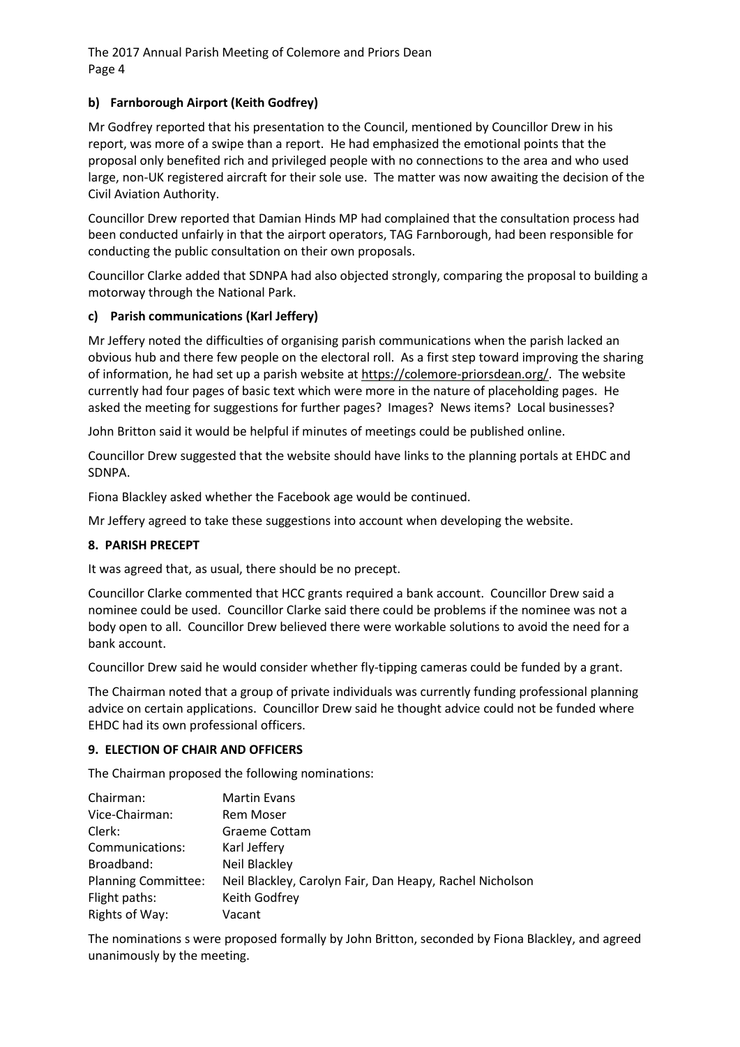### b) Farnborough Airport (Keith Godfrey)

Mr Godfrey reported that his presentation to the Council, mentioned by Councillor Drew in his report, was more of a swipe than a report. He had emphasized the emotional points that the proposal only benefited rich and privileged people with no connections to the area and who used large, non-UK registered aircraft for their sole use. The matter was now awaiting the decision of the Civil Aviation Authority.

Councillor Drew reported that Damian Hinds MP had complained that the consultation process had been conducted unfairly in that the airport operators, TAG Farnborough, had been responsible for conducting the public consultation on their own proposals.

Councillor Clarke added that SDNPA had also objected strongly, comparing the proposal to building a motorway through the National Park.

### c) Parish communications (Karl Jeffery)

Mr Jeffery noted the difficulties of organising parish communications when the parish lacked an obvious hub and there few people on the electoral roll. As a first step toward improving the sharing of information, he had set up a parish website at https://colemore-priorsdean.org/. The website currently had four pages of basic text which were more in the nature of placeholding pages. He asked the meeting for suggestions for further pages? Images? News items? Local businesses?

John Britton said it would be helpful if minutes of meetings could be published online.

Councillor Drew suggested that the website should have links to the planning portals at EHDC and SDNPA.

Fiona Blackley asked whether the Facebook age would be continued.

Mr Jeffery agreed to take these suggestions into account when developing the website.

## 8. PARISH PRECEPT

It was agreed that, as usual, there should be no precept.

Councillor Clarke commented that HCC grants required a bank account. Councillor Drew said a nominee could be used. Councillor Clarke said there could be problems if the nominee was not a body open to all. Councillor Drew believed there were workable solutions to avoid the need for a bank account.

Councillor Drew said he would consider whether fly-tipping cameras could be funded by a grant.

The Chairman noted that a group of private individuals was currently funding professional planning advice on certain applications. Councillor Drew said he thought advice could not be funded where EHDC had its own professional officers.

## 9. ELECTION OF CHAIR AND OFFICERS

The Chairman proposed the following nominations:

| | |
|---|---|
| Chairman: | Martin Evans |
| Vice-Chairman: | Rem Moser |
| Clerk: | Graeme Cottam |
| Communications: | Karl Jeffery |
| Broadband: | Neil Blackley |
| Planning Committee: | Neil Blackley, Carolyn Fair, Dan Heapy, Rachel Nicholson |
| Flight paths: | Keith Godfrey |
| Rights of Way: | Vacant |

The nominations s were proposed formally by John Britton, seconded by Fiona Blackley, and agreed unanimously by the meeting.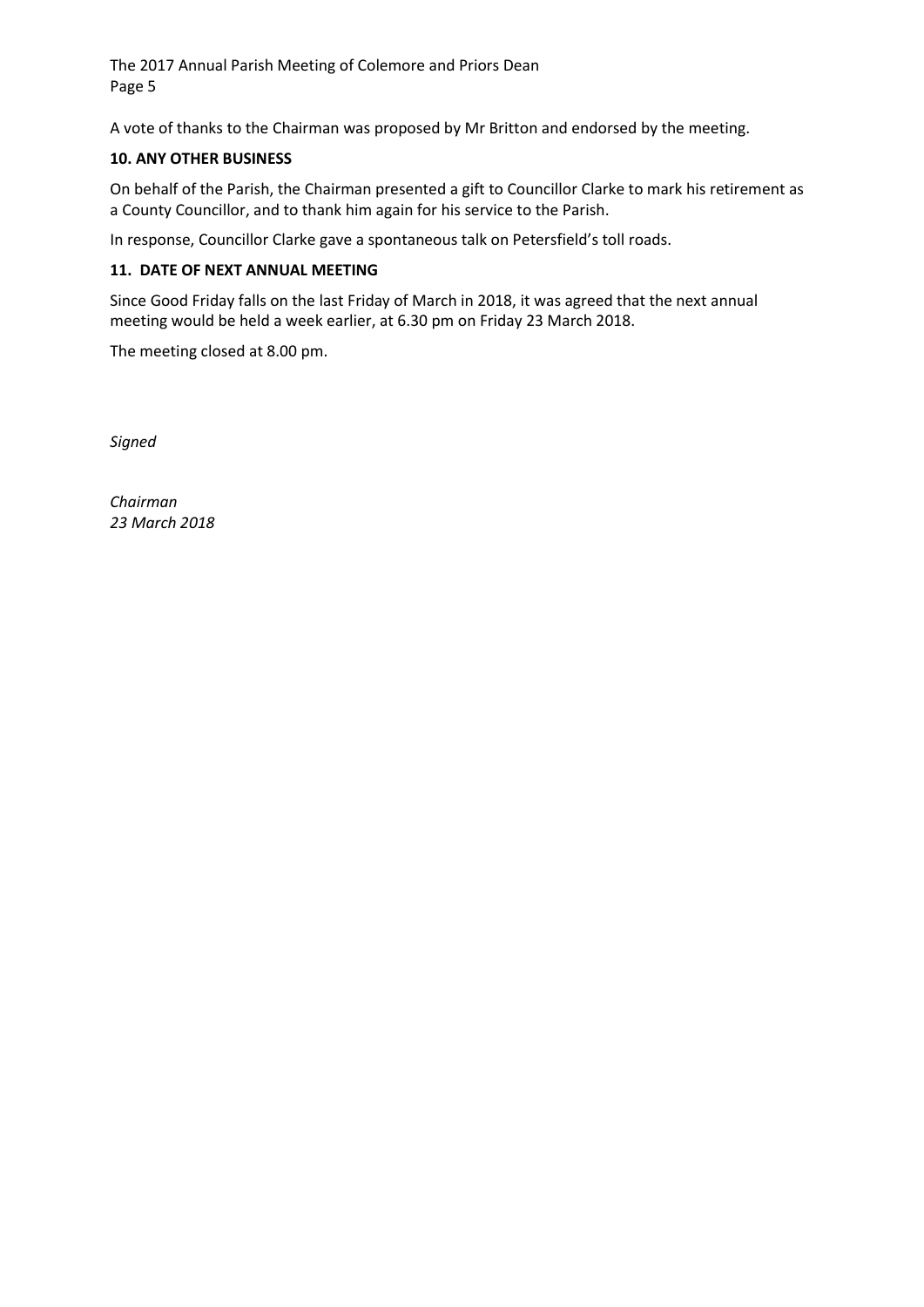A vote of thanks to the Chairman was proposed by Mr Britton and endorsed by the meeting.

**10. ANY OTHER BUSINESS**

On behalf of the Parish, the Chairman presented a gift to Councillor Clarke to mark his retirement as a County Councillor, and to thank him again for his service to the Parish.

In response, Councillor Clarke gave a spontaneous talk on Petersfield's toll roads.

**11. DATE OF NEXT ANNUAL MEETING**

Since Good Friday falls on the last Friday of March in 2018, it was agreed that the next annual meeting would be held a week earlier, at 6.30 pm on Friday 23 March 2018.

The meeting closed at 8.00 pm.

*Signed*

*Chairman*
*23 March 2018*